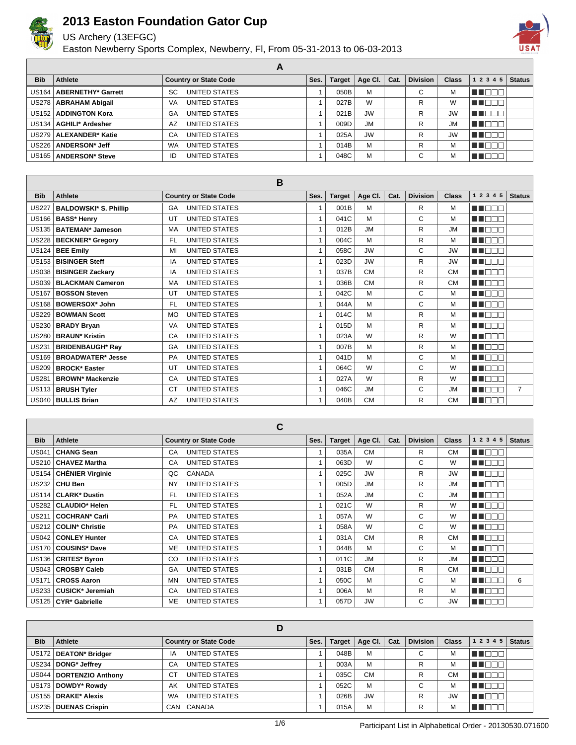# 2013 Easton Foundation Gator Cup

US Archery (13EFGC)

Easton Newberry Sports Complex, Newberry, Fl, From 05-31-2013 to 06-03-2013

## A

| Bib | Athlete | Country or State Code | | Ses. | Target | Age Cl. | Cat. | Division | Class | 1 2 3 4 5 | Status |
|---|---|---|---|---|---|---|---|---|---|---|---|
| US164 | **ABERNETHY* Garrett** | SC | UNITED STATES | 1 | 050B | M | | C | M | | |
| US278 | **ABRAHAM Abigail** | VA | UNITED STATES | 1 | 027B | W | | R | W | | |
| US152 | **ADDINGTON Kora** | GA | UNITED STATES | 1 | 021B | JW | | R | JW | | |
| US134 | **AGHILI* Ardesher** | AZ | UNITED STATES | 1 | 009D | JM | | R | JM | | |
| US279 | **ALEXANDER* Katie** | CA | UNITED STATES | 1 | 025A | JW | | R | JW | | |
| US226 | **ANDERSON* Jeff** | WA | UNITED STATES | 1 | 014B | M | | R | M | | |
| US165 | **ANDERSON* Steve** | ID | UNITED STATES | 1 | 048C | M | | C | M | | |

## B

| Bib | Athlete | Country or State Code | | Ses. | Target | Age Cl. | Cat. | Division | Class | 1 2 3 4 5 | Status |
|---|---|---|---|---|---|---|---|---|---|---|---|
| US227 | **BALDOWSKI* S. Phillip** | GA | UNITED STATES | 1 | 001B | M | | R | M | | |
| US166 | **BASS* Henry** | UT | UNITED STATES | 1 | 041C | M | | C | M | | |
| US135 | **BATEMAN* Jameson** | MA | UNITED STATES | 1 | 012B | JM | | R | JM | | |
| US228 | **BECKNER* Gregory** | FL | UNITED STATES | 1 | 004C | M | | R | M | | |
| US124 | **BEE Emily** | MI | UNITED STATES | 1 | 058C | JW | | C | JW | | |
| US153 | **BISINGER Steff** | IA | UNITED STATES | 1 | 023D | JW | | R | JW | | |
| US038 | **BISINGER Zackary** | IA | UNITED STATES | 1 | 037B | CM | | R | CM | | |
| US039 | **BLACKMAN Cameron** | MA | UNITED STATES | 1 | 036B | CM | | R | CM | | |
| US167 | **BOSSON Steven** | UT | UNITED STATES | 1 | 042C | M | | C | M | | |
| US168 | **BOWERSOX* John** | FL | UNITED STATES | 1 | 044A | M | | C | M | | |
| US229 | **BOWMAN Scott** | MO | UNITED STATES | 1 | 014C | M | | R | M | | |
| US230 | **BRADY Bryan** | VA | UNITED STATES | 1 | 015D | M | | R | M | | |
| US280 | **BRAUN* Kristin** | CA | UNITED STATES | 1 | 023A | W | | R | W | | |
| US231 | **BRIDENBAUGH* Ray** | GA | UNITED STATES | 1 | 007B | M | | R | M | | |
| US169 | **BROADWATER* Jesse** | PA | UNITED STATES | 1 | 041D | M | | C | M | | |
| US209 | **BROCK* Easter** | UT | UNITED STATES | 1 | 064C | W | | C | W | | |
| US281 | **BROWN* Mackenzie** | CA | UNITED STATES | 1 | 027A | W | | R | W | | |
| US113 | **BRUSH Tyler** | CT | UNITED STATES | 1 | 046C | JM | | C | JM | | 7 |
| US040 | **BULLIS Brian** | AZ | UNITED STATES | 1 | 040B | CM | | R | CM | | |

## C

| Bib | Athlete | Country or State Code | | Ses. | Target | Age Cl. | Cat. | Division | Class | 1 2 3 4 5 | Status |
|---|---|---|---|---|---|---|---|---|---|---|---|
| US041 | **CHANG Sean** | CA | UNITED STATES | 1 | 035A | CM | | R | CM | | |
| US210 | **CHAVEZ Martha** | CA | UNITED STATES | 1 | 063D | W | | C | W | | |
| US154 | **CHÉNIER Virginie** | QC | CANADA | 1 | 025C | JW | | R | JW | | |
| US232 | **CHU Ben** | NY | UNITED STATES | 1 | 005D | JM | | R | JM | | |
| US114 | **CLARK* Dustin** | FL | UNITED STATES | 1 | 052A | JM | | C | JM | | |
| US282 | **CLAUDIO* Helen** | FL | UNITED STATES | 1 | 021C | W | | R | W | | |
| US211 | **COCHRAN* Carli** | PA | UNITED STATES | 1 | 057A | W | | C | W | | |
| US212 | **COLIN* Christie** | PA | UNITED STATES | 1 | 058A | W | | C | W | | |
| US042 | **CONLEY Hunter** | CA | UNITED STATES | 1 | 031A | CM | | R | CM | | |
| US170 | **COUSINS* Dave** | ME | UNITED STATES | 1 | 044B | M | | C | M | | |
| US136 | **CRITES* Byron** | CO | UNITED STATES | 1 | 011C | JM | | R | JM | | |
| US043 | **CROSBY Caleb** | GA | UNITED STATES | 1 | 031B | CM | | R | CM | | |
| US171 | **CROSS Aaron** | MN | UNITED STATES | 1 | 050C | M | | C | M | | 6 |
| US233 | **CUSICK* Jeremiah** | CA | UNITED STATES | 1 | 006A | M | | R | M | | |
| US125 | **CYR* Gabrielle** | ME | UNITED STATES | 1 | 057D | JW | | C | JW | | |

## D

| Bib | Athlete | Country or State Code | | Ses. | Target | Age Cl. | Cat. | Division | Class | 1 2 3 4 5 | Status |
|---|---|---|---|---|---|---|---|---|---|---|---|
| US172 | **DEATON* Bridger** | IA | UNITED STATES | 1 | 048B | M | | C | M | | |
| US234 | **DONG* Jeffrey** | CA | UNITED STATES | 1 | 003A | M | | R | M | | |
| US044 | **DORTENZIO Anthony** | CT | UNITED STATES | 1 | 035C | CM | | R | CM | | |
| US173 | **DOWDY* Rowdy** | AK | UNITED STATES | 1 | 052C | M | | C | M | | |
| US155 | **DRAKE* Alexis** | WA | UNITED STATES | 1 | 026B | JW | | R | JW | | |
| US235 | **DUENAS Crispin** | CAN | CANADA | 1 | 015A | M | | R | M | | |

Participant List in Alphabetical Order - 20130530.071600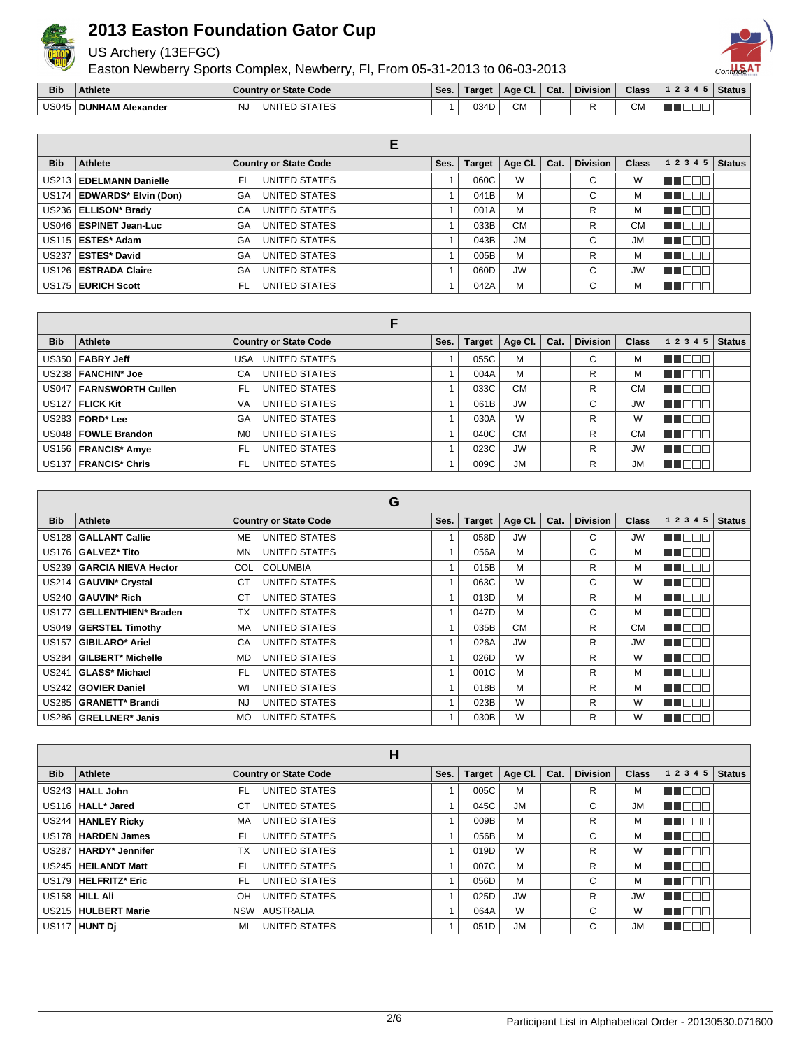# 2013 Easton Foundation Gator Cup

US Archery (13EFGC)

Easton Newberry Sports Complex, Newberry, Fl, From 05-31-2013 to 06-03-2013

| Bib | Athlete | Country or State Code | | Ses. | Target | Age Cl. | Cat. | Division | Class | 1 2 3 4 5 | Status |
|---|---|---|---|---|---|---|---|---|---|---|---|
| US045 | **DUNHAM Alexander** | NJ | UNITED STATES | 1 | 034D | CM | | R | CM | ■■□□□ | |

## E

| Bib | Athlete | Country or State Code | | Ses. | Target | Age Cl. | Cat. | Division | Class | 1 2 3 4 5 | Status |
|---|---|---|---|---|---|---|---|---|---|---|---|
| US213 | **EDELMANN Danielle** | FL | UNITED STATES | 1 | 060C | W | | C | W | ■■□□□ | |
| US174 | **EDWARDS* Elvin (Don)** | GA | UNITED STATES | 1 | 041B | M | | C | M | ■■□□□ | |
| US236 | **ELLISON* Brady** | CA | UNITED STATES | 1 | 001A | M | | R | M | ■■□□□ | |
| US046 | **ESPINET Jean-Luc** | GA | UNITED STATES | 1 | 033B | CM | | R | CM | ■■□□□ | |
| US115 | **ESTES* Adam** | GA | UNITED STATES | 1 | 043B | JM | | C | JM | ■■□□□ | |
| US237 | **ESTES* David** | GA | UNITED STATES | 1 | 005B | M | | R | M | ■■□□□ | |
| US126 | **ESTRADA Claire** | GA | UNITED STATES | 1 | 060D | JW | | C | JW | ■■□□□ | |
| US175 | **EURICH Scott** | FL | UNITED STATES | 1 | 042A | M | | C | M | ■■□□□ | |

## F

| Bib | Athlete | Country or State Code | | Ses. | Target | Age Cl. | Cat. | Division | Class | 1 2 3 4 5 | Status |
|---|---|---|---|---|---|---|---|---|---|---|---|
| US350 | **FABRY Jeff** | USA | UNITED STATES | 1 | 055C | M | | C | M | ■■□□□ | |
| US238 | **FANCHIN* Joe** | CA | UNITED STATES | 1 | 004A | M | | R | M | ■■□□□ | |
| US047 | **FARNSWORTH Cullen** | FL | UNITED STATES | 1 | 033C | CM | | R | CM | ■■□□□ | |
| US127 | **FLICK Kit** | VA | UNITED STATES | 1 | 061B | JW | | C | JW | ■■□□□ | |
| US283 | **FORD* Lee** | GA | UNITED STATES | 1 | 030A | W | | R | W | ■■□□□ | |
| US048 | **FOWLE Brandon** | M0 | UNITED STATES | 1 | 040C | CM | | R | CM | ■■□□□ | |
| US156 | **FRANCIS* Amye** | FL | UNITED STATES | 1 | 023C | JW | | R | JW | ■■□□□ | |
| US137 | **FRANCIS* Chris** | FL | UNITED STATES | 1 | 009C | JM | | R | JM | ■■□□□ | |

## G

| Bib | Athlete | Country or State Code | | Ses. | Target | Age Cl. | Cat. | Division | Class | 1 2 3 4 5 | Status |
|---|---|---|---|---|---|---|---|---|---|---|---|
| US128 | **GALLANT Callie** | ME | UNITED STATES | 1 | 058D | JW | | C | JW | ■■□□□ | |
| US176 | **GALVEZ* Tito** | MN | UNITED STATES | 1 | 056A | M | | C | M | ■■□□□ | |
| US239 | **GARCIA NIEVA Hector** | COL | COLUMBIA | 1 | 015B | M | | R | M | ■■□□□ | |
| US214 | **GAUVIN* Crystal** | CT | UNITED STATES | 1 | 063C | W | | C | W | ■■□□□ | |
| US240 | **GAUVIN* Rich** | CT | UNITED STATES | 1 | 013D | M | | R | M | ■■□□□ | |
| US177 | **GELLENTHIEN* Braden** | TX | UNITED STATES | 1 | 047D | M | | C | M | ■■□□□ | |
| US049 | **GERSTEL Timothy** | MA | UNITED STATES | 1 | 035B | CM | | R | CM | ■■□□□ | |
| US157 | **GIBILARO* Ariel** | CA | UNITED STATES | 1 | 026A | JW | | R | JW | ■■□□□ | |
| US284 | **GILBERT* Michelle** | MD | UNITED STATES | 1 | 026D | W | | R | W | ■■□□□ | |
| US241 | **GLASS* Michael** | FL | UNITED STATES | 1 | 001C | M | | R | M | ■■□□□ | |
| US242 | **GOVIER Daniel** | WI | UNITED STATES | 1 | 018B | M | | R | M | ■■□□□ | |
| US285 | **GRANETT* Brandi** | NJ | UNITED STATES | 1 | 023B | W | | R | W | ■■□□□ | |
| US286 | **GRELLNER* Janis** | MO | UNITED STATES | 1 | 030B | W | | R | W | ■■□□□ | |

## H

| Bib | Athlete | Country or State Code | | Ses. | Target | Age Cl. | Cat. | Division | Class | 1 2 3 4 5 | Status |
|---|---|---|---|---|---|---|---|---|---|---|---|
| US243 | **HALL John** | FL | UNITED STATES | 1 | 005C | M | | R | M | ■■□□□ | |
| US116 | **HALL* Jared** | CT | UNITED STATES | 1 | 045C | JM | | C | JM | ■■□□□ | |
| US244 | **HANLEY Ricky** | MA | UNITED STATES | 1 | 009B | M | | R | M | ■■□□□ | |
| US178 | **HARDEN James** | FL | UNITED STATES | 1 | 056B | M | | C | M | ■■□□□ | |
| US287 | **HARDY* Jennifer** | TX | UNITED STATES | 1 | 019D | W | | R | W | ■■□□□ | |
| US245 | **HEILANDT Matt** | FL | UNITED STATES | 1 | 007C | M | | R | M | ■■□□□ | |
| US179 | **HELFRITZ* Eric** | FL | UNITED STATES | 1 | 056D | M | | C | M | ■■□□□ | |
| US158 | **HILL Ali** | OH | UNITED STATES | 1 | 025D | JW | | R | JW | ■■□□□ | |
| US215 | **HULBERT Marie** | NSW | AUSTRALIA | 1 | 064A | W | | C | W | ■■□□□ | |
| US117 | **HUNT Dj** | MI | UNITED STATES | 1 | 051D | JM | | C | JM | ■■□□□ | |

Participant List in Alphabetical Order - 20130530.071600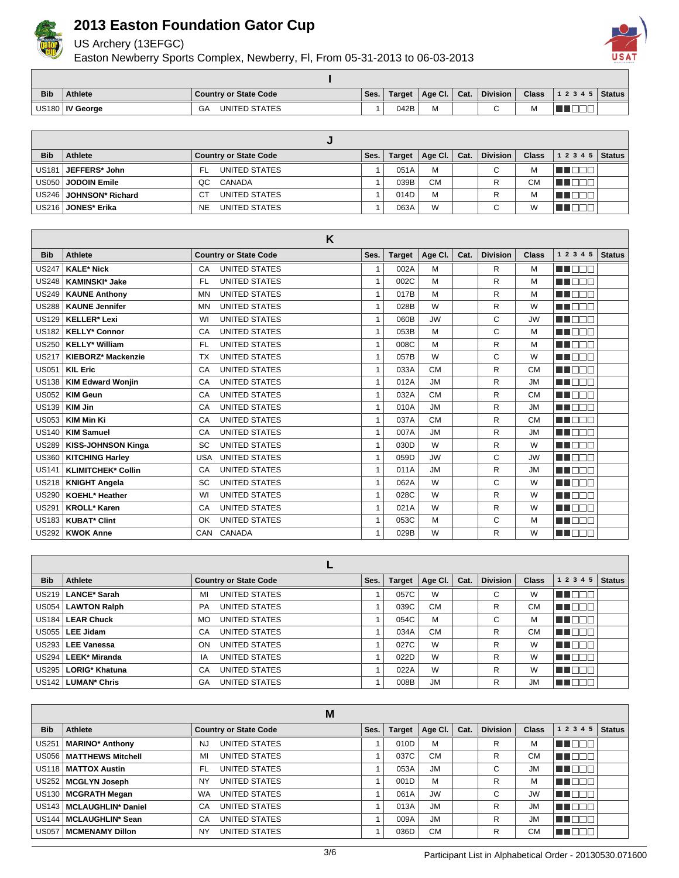# 2013 Easton Foundation Gator Cup

US Archery (13EFGC)

Easton Newberry Sports Complex, Newberry, Fl, From 05-31-2013 to 06-03-2013

## I

| Bib | Athlete | Country or State Code | | Ses. | Target | Age Cl. | Cat. | Division | Class | 1 2 3 4 5 | Status |
|---|---|---|---|---|---|---|---|---|---|---|---|
| US180 | **IV George** | GA | UNITED STATES | 1 | 042B | M | | C | M | ■■□□□ | |

## J

| Bib | Athlete | Country or State Code | | Ses. | Target | Age Cl. | Cat. | Division | Class | 1 2 3 4 5 | Status |
|---|---|---|---|---|---|---|---|---|---|---|---|
| US181 | **JEFFERS* John** | FL | UNITED STATES | 1 | 051A | M | | C | M | ■■□□□ | |
| US050 | **JODOIN Emile** | QC | CANADA | 1 | 039B | CM | | R | CM | ■■□□□ | |
| US246 | **JOHNSON* Richard** | CT | UNITED STATES | 1 | 014D | M | | R | M | ■■□□□ | |
| US216 | **JONES* Erika** | NE | UNITED STATES | 1 | 063A | W | | C | W | ■■□□□ | |

## K

| Bib | Athlete | Country or State Code | | Ses. | Target | Age Cl. | Cat. | Division | Class | 1 2 3 4 5 | Status |
|---|---|---|---|---|---|---|---|---|---|---|---|
| US247 | **KALE* Nick** | CA | UNITED STATES | 1 | 002A | M | | R | M | ■■□□□ | |
| US248 | **KAMINSKI* Jake** | FL | UNITED STATES | 1 | 002C | M | | R | M | ■■□□□ | |
| US249 | **KAUNE Anthony** | MN | UNITED STATES | 1 | 017B | M | | R | M | ■■□□□ | |
| US288 | **KAUNE Jennifer** | MN | UNITED STATES | 1 | 028B | W | | R | W | ■■□□□ | |
| US129 | **KELLER* Lexi** | WI | UNITED STATES | 1 | 060B | JW | | C | JW | ■■□□□ | |
| US182 | **KELLY* Connor** | CA | UNITED STATES | 1 | 053B | M | | C | M | ■■□□□ | |
| US250 | **KELLY* William** | FL | UNITED STATES | 1 | 008C | M | | R | M | ■■□□□ | |
| US217 | **KIEBORZ* Mackenzie** | TX | UNITED STATES | 1 | 057B | W | | C | W | ■■□□□ | |
| US051 | **KIL Eric** | CA | UNITED STATES | 1 | 033A | CM | | R | CM | ■■□□□ | |
| US138 | **KIM Edward Wonjin** | CA | UNITED STATES | 1 | 012A | JM | | R | JM | ■■□□□ | |
| US052 | **KIM Geun** | CA | UNITED STATES | 1 | 032A | CM | | R | CM | ■■□□□ | |
| US139 | **KIM Jin** | CA | UNITED STATES | 1 | 010A | JM | | R | JM | ■■□□□ | |
| US053 | **KIM Min Ki** | CA | UNITED STATES | 1 | 037A | CM | | R | CM | ■■□□□ | |
| US140 | **KIM Samuel** | CA | UNITED STATES | 1 | 007A | JM | | R | JM | ■■□□□ | |
| US289 | **KISS-JOHNSON Kinga** | SC | UNITED STATES | 1 | 030D | W | | R | W | ■■□□□ | |
| US360 | **KITCHING Harley** | USA | UNITED STATES | 1 | 059D | JW | | C | JW | ■■□□□ | |
| US141 | **KLIMITCHEK* Collin** | CA | UNITED STATES | 1 | 011A | JM | | R | JM | ■■□□□ | |
| US218 | **KNIGHT Angela** | SC | UNITED STATES | 1 | 062A | W | | C | W | ■■□□□ | |
| US290 | **KOEHL* Heather** | WI | UNITED STATES | 1 | 028C | W | | R | W | ■■□□□ | |
| US291 | **KROLL* Karen** | CA | UNITED STATES | 1 | 021A | W | | R | W | ■■□□□ | |
| US183 | **KUBAT* Clint** | OK | UNITED STATES | 1 | 053C | M | | C | M | ■■□□□ | |
| US292 | **KWOK Anne** | CAN | CANADA | 1 | 029B | W | | R | W | ■■□□□ | |

## L

| Bib | Athlete | Country or State Code | | Ses. | Target | Age Cl. | Cat. | Division | Class | 1 2 3 4 5 | Status |
|---|---|---|---|---|---|---|---|---|---|---|---|
| US219 | **LANCE* Sarah** | MI | UNITED STATES | 1 | 057C | W | | C | W | ■■□□□ | |
| US054 | **LAWTON Ralph** | PA | UNITED STATES | 1 | 039C | CM | | R | CM | ■■□□□ | |
| US184 | **LEAR Chuck** | MO | UNITED STATES | 1 | 054C | M | | C | M | ■■□□□ | |
| US055 | **LEE Jidam** | CA | UNITED STATES | 1 | 034A | CM | | R | CM | ■■□□□ | |
| US293 | **LEE Vanessa** | ON | UNITED STATES | 1 | 027C | W | | R | W | ■■□□□ | |
| US294 | **LEEK* Miranda** | IA | UNITED STATES | 1 | 022D | W | | R | W | ■■□□□ | |
| US295 | **LORIG* Khatuna** | CA | UNITED STATES | 1 | 022A | W | | R | W | ■■□□□ | |
| US142 | **LUMAN* Chris** | GA | UNITED STATES | 1 | 008B | JM | | R | JM | ■■□□□ | |

## M

| Bib | Athlete | Country or State Code | | Ses. | Target | Age Cl. | Cat. | Division | Class | 1 2 3 4 5 | Status |
|---|---|---|---|---|---|---|---|---|---|---|---|
| US251 | **MARINO* Anthony** | NJ | UNITED STATES | 1 | 010D | M | | R | M | ■■□□□ | |
| US056 | **MATTHEWS Mitchell** | MI | UNITED STATES | 1 | 037C | CM | | R | CM | ■■□□□ | |
| US118 | **MATTOX Austin** | FL | UNITED STATES | 1 | 053A | JM | | C | JM | ■■□□□ | |
| US252 | **MCGLYN Joseph** | NY | UNITED STATES | 1 | 001D | M | | R | M | ■■□□□ | |
| US130 | **MCGRATH Megan** | WA | UNITED STATES | 1 | 061A | JW | | C | JW | ■■□□□ | |
| US143 | **MCLAUGHLIN* Daniel** | CA | UNITED STATES | 1 | 013A | JM | | R | JM | ■■□□□ | |
| US144 | **MCLAUGHLIN* Sean** | CA | UNITED STATES | 1 | 009A | JM | | R | JM | ■■□□□ | |
| US057 | **MCMENAMY Dillon** | NY | UNITED STATES | 1 | 036D | CM | | R | CM | ■■□□□ | |

Participant List in Alphabetical Order - 20130530.071600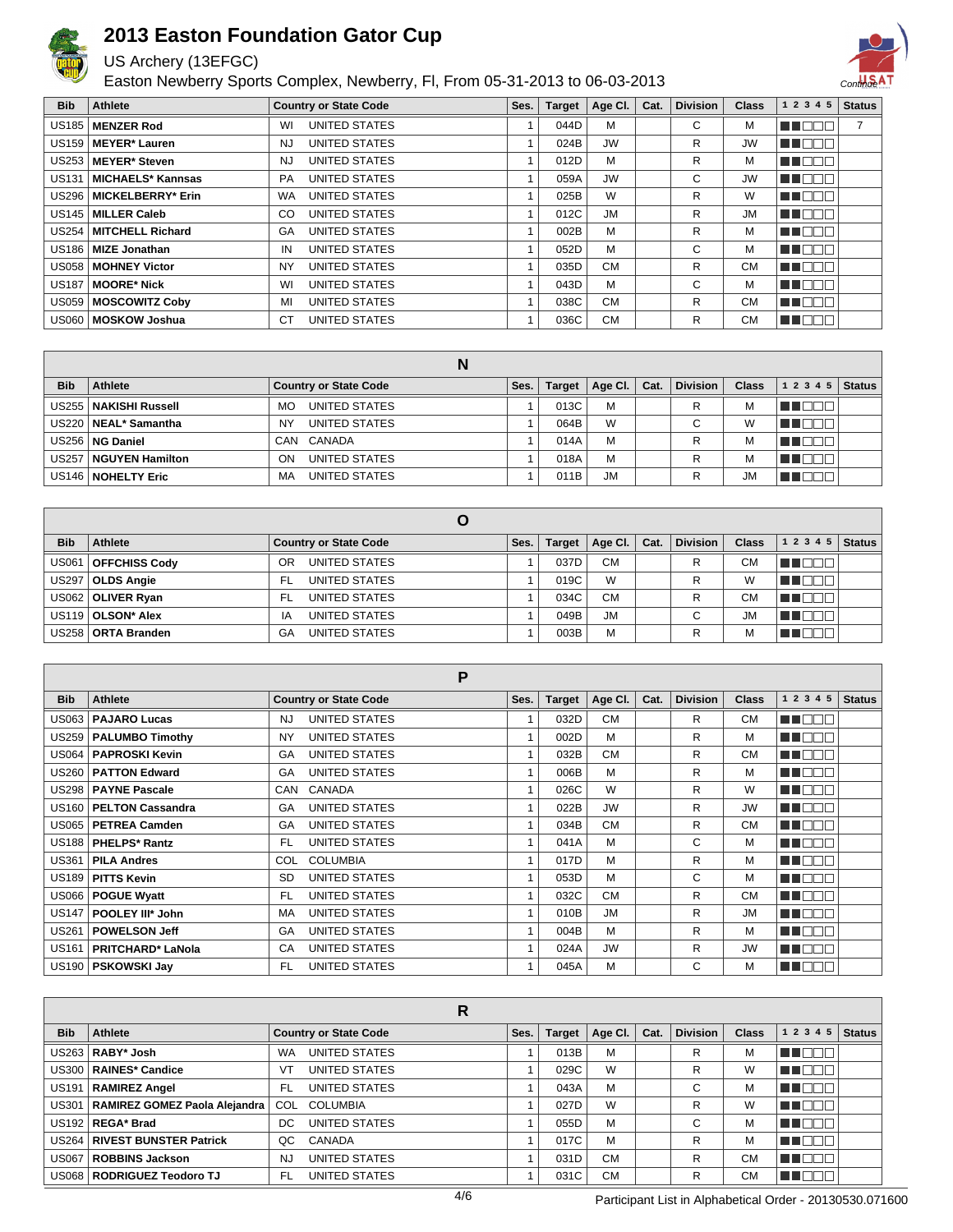# 2013 Easton Foundation Gator Cup

US Archery (13EFGC)

Easton Newberry Sports Complex, Newberry, Fl, From 05-31-2013 to 06-03-2013

| Bib | Athlete | Country or State Code | | Ses. | Target | Age Cl. | Cat. | Division | Class | 1 2 3 4 5 | Status |
|---|---|---|---|---|---|---|---|---|---|---|---|
| US185 | **MENZER Rod** | WI | UNITED STATES | 1 | 044D | M | | C | M | ■■□□□ | 7 |
| US159 | **MEYER* Lauren** | NJ | UNITED STATES | 1 | 024B | JW | | R | JW | ■■□□□ | |
| US253 | **MEYER* Steven** | NJ | UNITED STATES | 1 | 012D | M | | R | M | ■■□□□ | |
| US131 | **MICHAELS* Kannsas** | PA | UNITED STATES | 1 | 059A | JW | | C | JW | ■■□□□ | |
| US296 | **MICKELBERRY* Erin** | WA | UNITED STATES | 1 | 025B | W | | R | W | ■■□□□ | |
| US145 | **MILLER Caleb** | CO | UNITED STATES | 1 | 012C | JM | | R | JM | ■■□□□ | |
| US254 | **MITCHELL Richard** | GA | UNITED STATES | 1 | 002B | M | | R | M | ■■□□□ | |
| US186 | **MIZE Jonathan** | IN | UNITED STATES | 1 | 052D | M | | C | M | ■■□□□ | |
| US058 | **MOHNEY Victor** | NY | UNITED STATES | 1 | 035D | CM | | R | CM | ■■□□□ | |
| US187 | **MOORE* Nick** | WI | UNITED STATES | 1 | 043D | M | | C | M | ■■□□□ | |
| US059 | **MOSCOWITZ Coby** | MI | UNITED STATES | 1 | 038C | CM | | R | CM | ■■□□□ | |
| US060 | **MOSKOW Joshua** | CT | UNITED STATES | 1 | 036C | CM | | R | CM | ■■□□□ | |

## N

| Bib | Athlete | Country or State Code | | Ses. | Target | Age Cl. | Cat. | Division | Class | 1 2 3 4 5 | Status |
|---|---|---|---|---|---|---|---|---|---|---|---|
| US255 | **NAKISHI Russell** | MO | UNITED STATES | 1 | 013C | M | | R | M | ■■□□□ | |
| US220 | **NEAL* Samantha** | NY | UNITED STATES | 1 | 064B | W | | C | W | ■■□□□ | |
| US256 | **NG Daniel** | CAN | CANADA | 1 | 014A | M | | R | M | ■■□□□ | |
| US257 | **NGUYEN Hamilton** | ON | UNITED STATES | 1 | 018A | M | | R | M | ■■□□□ | |
| US146 | **NOHELTY Eric** | MA | UNITED STATES | 1 | 011B | JM | | R | JM | ■■□□□ | |

## O

| Bib | Athlete | Country or State Code | | Ses. | Target | Age Cl. | Cat. | Division | Class | 1 2 3 4 5 | Status |
|---|---|---|---|---|---|---|---|---|---|---|---|
| US061 | **OFFCHISS Cody** | OR | UNITED STATES | 1 | 037D | CM | | R | CM | ■■□□□ | |
| US297 | **OLDS Angie** | FL | UNITED STATES | 1 | 019C | W | | R | W | ■■□□□ | |
| US062 | **OLIVER Ryan** | FL | UNITED STATES | 1 | 034C | CM | | R | CM | ■■□□□ | |
| US119 | **OLSON* Alex** | IA | UNITED STATES | 1 | 049B | JM | | C | JM | ■■□□□ | |
| US258 | **ORTA Branden** | GA | UNITED STATES | 1 | 003B | M | | R | M | ■■□□□ | |

## P

| Bib | Athlete | Country or State Code | | Ses. | Target | Age Cl. | Cat. | Division | Class | 1 2 3 4 5 | Status |
|---|---|---|---|---|---|---|---|---|---|---|---|
| US063 | **PAJARO Lucas** | NJ | UNITED STATES | 1 | 032D | CM | | R | CM | ■■□□□ | |
| US259 | **PALUMBO Timothy** | NY | UNITED STATES | 1 | 002D | M | | R | M | ■■□□□ | |
| US064 | **PAPROSKI Kevin** | GA | UNITED STATES | 1 | 032B | CM | | R | CM | ■■□□□ | |
| US260 | **PATTON Edward** | GA | UNITED STATES | 1 | 006B | M | | R | M | ■■□□□ | |
| US298 | **PAYNE Pascale** | CAN | CANADA | 1 | 026C | W | | R | W | ■■□□□ | |
| US160 | **PELTON Cassandra** | GA | UNITED STATES | 1 | 022B | JW | | R | JW | ■■□□□ | |
| US065 | **PETREA Camden** | GA | UNITED STATES | 1 | 034B | CM | | R | CM | ■■□□□ | |
| US188 | **PHELPS* Rantz** | FL | UNITED STATES | 1 | 041A | M | | C | M | ■■□□□ | |
| US361 | **PILA Andres** | COL | COLUMBIA | 1 | 017D | M | | R | M | ■■□□□ | |
| US189 | **PITTS Kevin** | SD | UNITED STATES | 1 | 053D | M | | C | M | ■■□□□ | |
| US066 | **POGUE Wyatt** | FL | UNITED STATES | 1 | 032C | CM | | R | CM | ■■□□□ | |
| US147 | **POOLEY III* John** | MA | UNITED STATES | 1 | 010B | JM | | R | JM | ■■□□□ | |
| US261 | **POWELSON Jeff** | GA | UNITED STATES | 1 | 004B | M | | R | M | ■■□□□ | |
| US161 | **PRITCHARD* LaNola** | CA | UNITED STATES | 1 | 024A | JW | | R | JW | ■■□□□ | |
| US190 | **PSKOWSKI Jay** | FL | UNITED STATES | 1 | 045A | M | | C | M | ■■□□□ | |

## R

| Bib | Athlete | Country or State Code | | Ses. | Target | Age Cl. | Cat. | Division | Class | 1 2 3 4 5 | Status |
|---|---|---|---|---|---|---|---|---|---|---|---|
| US263 | **RABY* Josh** | WA | UNITED STATES | 1 | 013B | M | | R | M | ■■□□□ | |
| US300 | **RAINES* Candice** | VT | UNITED STATES | 1 | 029C | W | | R | W | ■■□□□ | |
| US191 | **RAMIREZ Angel** | FL | UNITED STATES | 1 | 043A | M | | C | M | ■■□□□ | |
| US301 | **RAMIREZ GOMEZ Paola Alejandra** | COL | COLUMBIA | 1 | 027D | W | | R | W | ■■□□□ | |
| US192 | **REGA* Brad** | DC | UNITED STATES | 1 | 055D | M | | C | M | ■■□□□ | |
| US264 | **RIVEST BUNSTER Patrick** | QC | CANADA | 1 | 017C | M | | R | M | ■■□□□ | |
| US067 | **ROBBINS Jackson** | NJ | UNITED STATES | 1 | 031D | CM | | R | CM | ■■□□□ | |
| US068 | **RODRIGUEZ Teodoro TJ** | FL | UNITED STATES | 1 | 031C | CM | | R | CM | ■■□□□ | |

Participant List in Alphabetical Order - 20130530.071600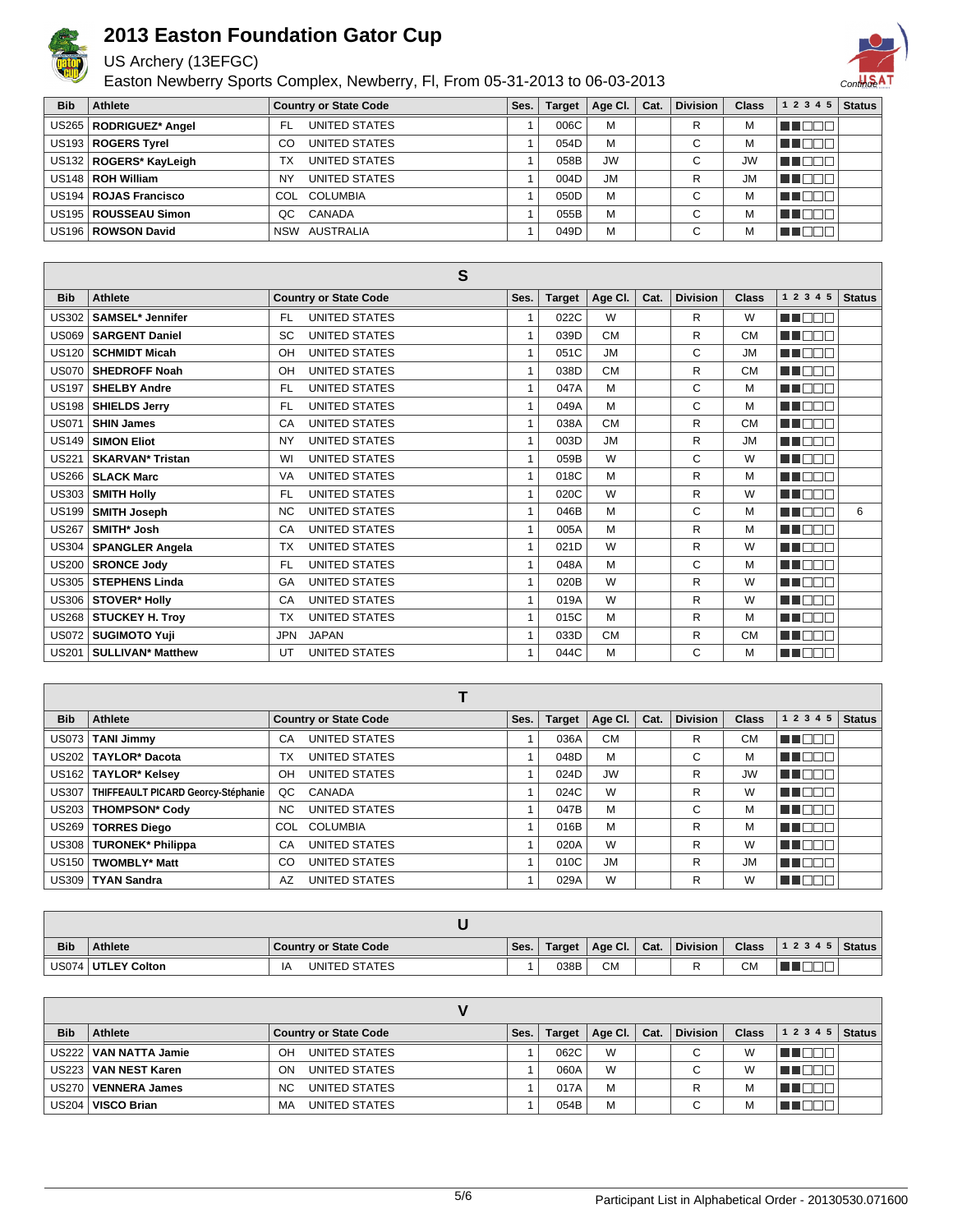# 2013 Easton Foundation Gator Cup

US Archery (13EFGC)

Easton Newberry Sports Complex, Newberry, Fl, From 05-31-2013 to 06-03-2013

Continue

| Bib | Athlete | Country or State Code | | Ses. | Target | Age Cl. | Cat. | Division | Class | 1 2 3 4 5 | Status |
|---|---|---|---|---|---|---|---|---|---|---|---|
| US265 | **RODRIGUEZ* Angel** | FL | UNITED STATES | 1 | 006C | M | | R | M | | |
| US193 | **ROGERS Tyrel** | CO | UNITED STATES | 1 | 054D | M | | C | M | | |
| US132 | **ROGERS* KayLeigh** | TX | UNITED STATES | 1 | 058B | JW | | C | JW | | |
| US148 | **ROH William** | NY | UNITED STATES | 1 | 004D | JM | | R | JM | | |
| US194 | **ROJAS Francisco** | COL | COLUMBIA | 1 | 050D | M | | C | M | | |
| US195 | **ROUSSEAU Simon** | QC | CANADA | 1 | 055B | M | | C | M | | |
| US196 | **ROWSON David** | NSW | AUSTRALIA | 1 | 049D | M | | C | M | | |

## S

| Bib | Athlete | Country or State Code | | Ses. | Target | Age Cl. | Cat. | Division | Class | 1 2 3 4 5 | Status |
|---|---|---|---|---|---|---|---|---|---|---|---|
| US302 | **SAMSEL* Jennifer** | FL | UNITED STATES | 1 | 022C | W | | R | W | | |
| US069 | **SARGENT Daniel** | SC | UNITED STATES | 1 | 039D | CM | | R | CM | | |
| US120 | **SCHMIDT Micah** | OH | UNITED STATES | 1 | 051C | JM | | C | JM | | |
| US070 | **SHEDROFF Noah** | OH | UNITED STATES | 1 | 038D | CM | | R | CM | | |
| US197 | **SHELBY Andre** | FL | UNITED STATES | 1 | 047A | M | | C | M | | |
| US198 | **SHIELDS Jerry** | FL | UNITED STATES | 1 | 049A | M | | C | M | | |
| US071 | **SHIN James** | CA | UNITED STATES | 1 | 038A | CM | | R | CM | | |
| US149 | **SIMON Eliot** | NY | UNITED STATES | 1 | 003D | JM | | R | JM | | |
| US221 | **SKARVAN* Tristan** | WI | UNITED STATES | 1 | 059B | W | | C | W | | |
| US266 | **SLACK Marc** | VA | UNITED STATES | 1 | 018C | M | | R | M | | |
| US303 | **SMITH Holly** | FL | UNITED STATES | 1 | 020C | W | | R | W | | |
| US199 | **SMITH Joseph** | NC | UNITED STATES | 1 | 046B | M | | C | M | | 6 |
| US267 | **SMITH* Josh** | CA | UNITED STATES | 1 | 005A | M | | R | M | | |
| US304 | **SPANGLER Angela** | TX | UNITED STATES | 1 | 021D | W | | R | W | | |
| US200 | **SRONCE Jody** | FL | UNITED STATES | 1 | 048A | M | | C | M | | |
| US305 | **STEPHENS Linda** | GA | UNITED STATES | 1 | 020B | W | | R | W | | |
| US306 | **STOVER* Holly** | CA | UNITED STATES | 1 | 019A | W | | R | W | | |
| US268 | **STUCKEY H. Troy** | TX | UNITED STATES | 1 | 015C | M | | R | M | | |
| US072 | **SUGIMOTO Yuji** | JPN | JAPAN | 1 | 033D | CM | | R | CM | | |
| US201 | **SULLIVAN* Matthew** | UT | UNITED STATES | 1 | 044C | M | | C | M | | |

## T

| Bib | Athlete | Country or State Code | | Ses. | Target | Age Cl. | Cat. | Division | Class | 1 2 3 4 5 | Status |
|---|---|---|---|---|---|---|---|---|---|---|---|
| US073 | **TANI Jimmy** | CA | UNITED STATES | 1 | 036A | CM | | R | CM | | |
| US202 | **TAYLOR* Dacota** | TX | UNITED STATES | 1 | 048D | M | | C | M | | |
| US162 | **TAYLOR* Kelsey** | OH | UNITED STATES | 1 | 024D | JW | | R | JW | | |
| US307 | **THIFFEAULT PICARD Georcy-Stéphanie** | QC | CANADA | 1 | 024C | W | | R | W | | |
| US203 | **THOMPSON* Cody** | NC | UNITED STATES | 1 | 047B | M | | C | M | | |
| US269 | **TORRES Diego** | COL | COLUMBIA | 1 | 016B | M | | R | M | | |
| US308 | **TURONEK* Philippa** | CA | UNITED STATES | 1 | 020A | W | | R | W | | |
| US150 | **TWOMBLY* Matt** | CO | UNITED STATES | 1 | 010C | JM | | R | JM | | |
| US309 | **TYAN Sandra** | AZ | UNITED STATES | 1 | 029A | W | | R | W | | |

## U

| Bib | Athlete | Country or State Code | | Ses. | Target | Age Cl. | Cat. | Division | Class | 1 2 3 4 5 | Status |
|---|---|---|---|---|---|---|---|---|---|---|---|
| US074 | **UTLEY Colton** | IA | UNITED STATES | 1 | 038B | CM | | R | CM | | |

## V

| Bib | Athlete | Country or State Code | | Ses. | Target | Age Cl. | Cat. | Division | Class | 1 2 3 4 5 | Status |
|---|---|---|---|---|---|---|---|---|---|---|---|
| US222 | **VAN NATTA Jamie** | OH | UNITED STATES | 1 | 062C | W | | C | W | | |
| US223 | **VAN NEST Karen** | ON | UNITED STATES | 1 | 060A | W | | C | W | | |
| US270 | **VENNERA James** | NC | UNITED STATES | 1 | 017A | M | | R | M | | |
| US204 | **VISCO Brian** | MA | UNITED STATES | 1 | 054B | M | | C | M | | |

Participant List in Alphabetical Order - 20130530.071600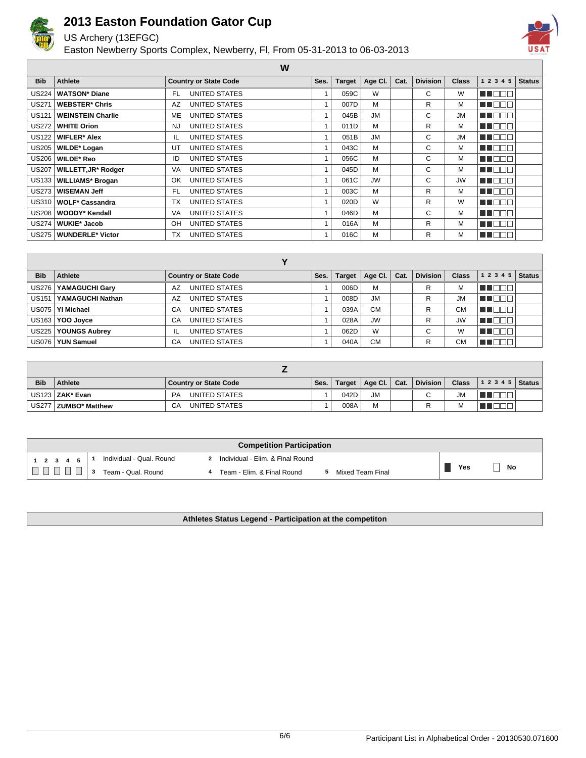# 2013 Easton Foundation Gator Cup

US Archery (13EFGC)

Easton Newberry Sports Complex, Newberry, Fl, From 05-31-2013 to 06-03-2013

## W

| Bib | Athlete | Country or State Code | | Ses. | Target | Age Cl. | Cat. | Division | Class | 1 2 3 4 5 | Status |
|---|---|---|---|---|---|---|---|---|---|---|---|
| US224 | **WATSON* Diane** | FL | UNITED STATES | 1 | 059C | W | | C | W | ■■□□□ | |
| US271 | **WEBSTER* Chris** | AZ | UNITED STATES | 1 | 007D | M | | R | M | ■■□□□ | |
| US121 | **WEINSTEIN Charlie** | ME | UNITED STATES | 1 | 045B | JM | | C | JM | ■■□□□ | |
| US272 | **WHITE Orion** | NJ | UNITED STATES | 1 | 011D | M | | R | M | ■■□□□ | |
| US122 | **WIFLER* Alex** | IL | UNITED STATES | 1 | 051B | JM | | C | JM | ■■□□□ | |
| US205 | **WILDE* Logan** | UT | UNITED STATES | 1 | 043C | M | | C | M | ■■□□□ | |
| US206 | **WILDE* Reo** | ID | UNITED STATES | 1 | 056C | M | | C | M | ■■□□□ | |
| US207 | **WILLETT,JR* Rodger** | VA | UNITED STATES | 1 | 045D | M | | C | M | ■■□□□ | |
| US133 | **WILLIAMS* Brogan** | OK | UNITED STATES | 1 | 061C | JW | | C | JW | ■■□□□ | |
| US273 | **WISEMAN Jeff** | FL | UNITED STATES | 1 | 003C | M | | R | M | ■■□□□ | |
| US310 | **WOLF* Cassandra** | TX | UNITED STATES | 1 | 020D | W | | R | W | ■■□□□ | |
| US208 | **WOODY* Kendall** | VA | UNITED STATES | 1 | 046D | M | | C | M | ■■□□□ | |
| US274 | **WUKIE* Jacob** | OH | UNITED STATES | 1 | 016A | M | | R | M | ■■□□□ | |
| US275 | **WUNDERLE* Victor** | TX | UNITED STATES | 1 | 016C | M | | R | M | ■■□□□ | |

## Y

| Bib | Athlete | Country or State Code | | Ses. | Target | Age Cl. | Cat. | Division | Class | 1 2 3 4 5 | Status |
|---|---|---|---|---|---|---|---|---|---|---|---|
| US276 | **YAMAGUCHI Gary** | AZ | UNITED STATES | 1 | 006D | M | | R | M | ■■□□□ | |
| US151 | **YAMAGUCHI Nathan** | AZ | UNITED STATES | 1 | 008D | JM | | R | JM | ■■□□□ | |
| US075 | **YI Michael** | CA | UNITED STATES | 1 | 039A | CM | | R | CM | ■■□□□ | |
| US163 | **YOO Joyce** | CA | UNITED STATES | 1 | 028A | JW | | R | JW | ■■□□□ | |
| US225 | **YOUNGS Aubrey** | IL | UNITED STATES | 1 | 062D | W | | C | W | ■■□□□ | |
| US076 | **YUN Samuel** | CA | UNITED STATES | 1 | 040A | CM | | R | CM | ■■□□□ | |

## Z

| Bib | Athlete | Country or State Code | | Ses. | Target | Age Cl. | Cat. | Division | Class | 1 2 3 4 5 | Status |
|---|---|---|---|---|---|---|---|---|---|---|---|
| US123 | **ZAK* Evan** | PA | UNITED STATES | 1 | 042D | JM | | C | JM | ■■□□□ | |
| US277 | **ZUMBO* Matthew** | CA | UNITED STATES | 1 | 008A | M | | R | M | ■■□□□ | |

**Competition Participation**

| 1 2 3 4 5 | | | |
|---|---|---|---|
| □□□□□ | 1 Individual - Qual. Round | 2 Individual - Elim. & Final Round | ■ Yes □ No |
| | 3 Team - Qual. Round | 4 Team - Elim. & Final Round 5 Mixed Team Final | |

**Athletes Status Legend - Participation at the competiton**

Participant List in Alphabetical Order - 20130530.071600